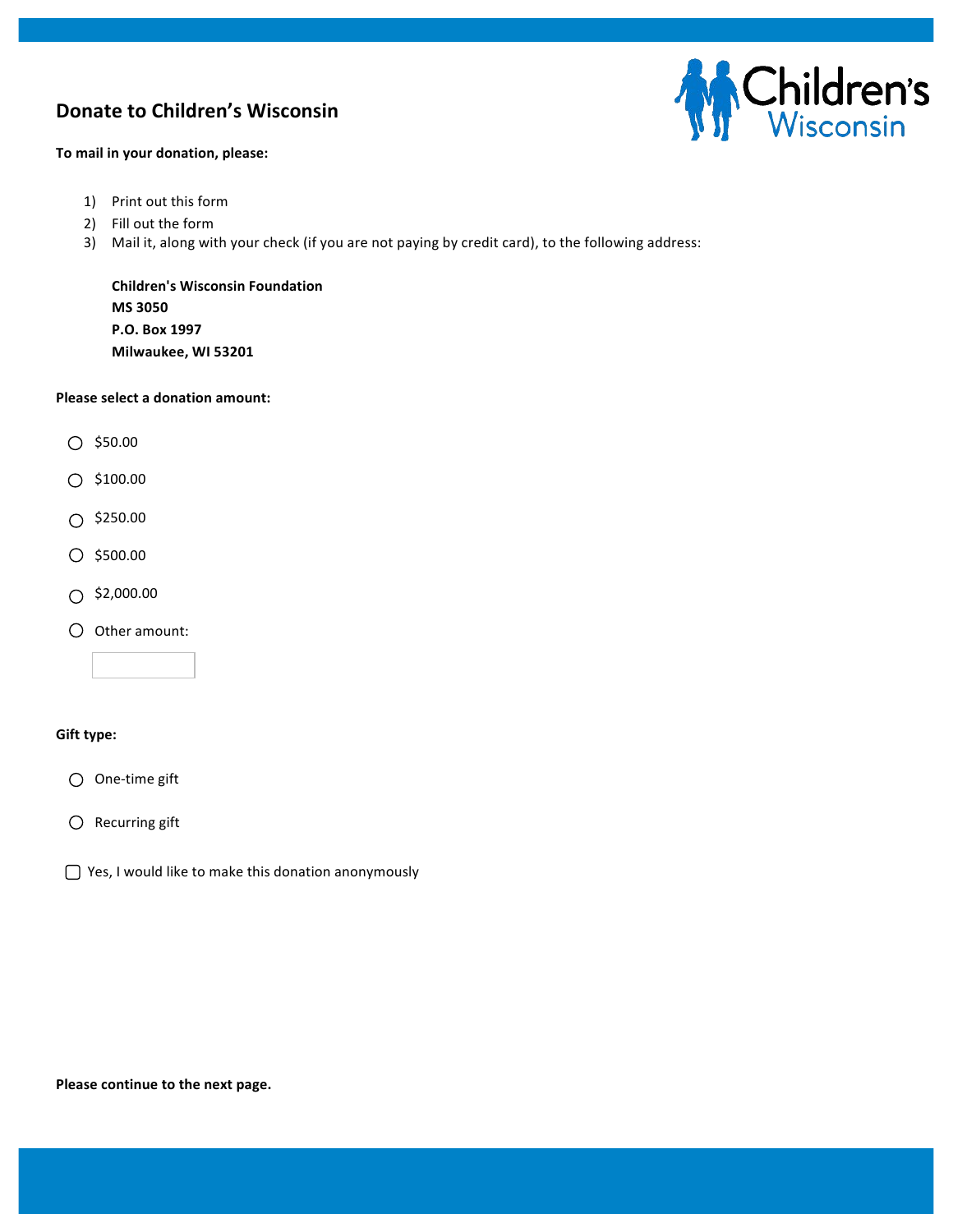# Donate to Children's Wisconsin

**To mail in your donation, please:**

1) Print out this form
2) Fill out the form
3) Mail it, along with your check (if you are not paying by credit card), to the following address:

**Children's Wisconsin Foundation**
**MS 3050**
**P.O. Box 1997**
**Milwaukee, WI 53201**

**Please select a donation amount:**

- ◯ $50.00
- ◯ $100.00
- ◯ $250.00
- ◯ $500.00
- ◯ $2,000.00
- ◯ Other amount: ____________

**Gift type:**

- ◯ One-time gift
- ◯ Recurring gift

☐ Yes, I would like to make this donation anonymously

**Please continue to the next page.**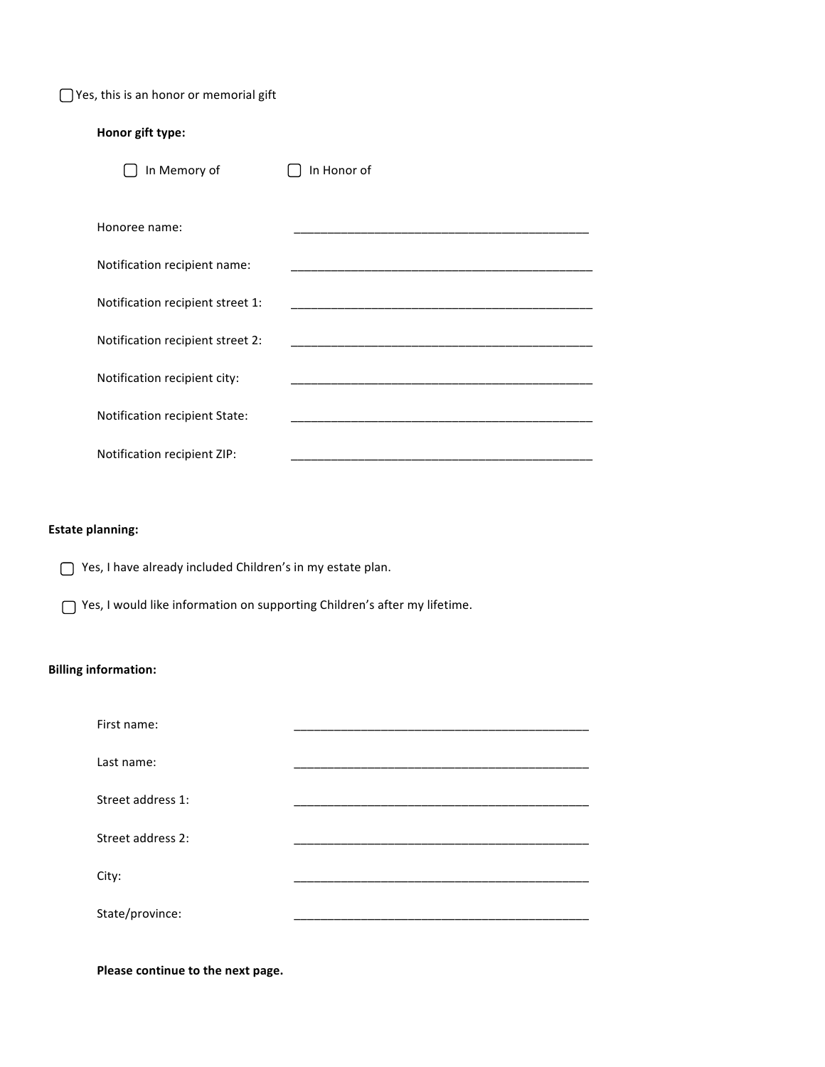☐ Yes, this is an honor or memorial gift

**Honor gift type:**

☐ In Memory of ☐ In Honor of

Honoree name: _____________________________________________

Notification recipient name: _____________________________________________

Notification recipient street 1: _____________________________________________

Notification recipient street 2: _____________________________________________

Notification recipient city: _____________________________________________

Notification recipient State: _____________________________________________

Notification recipient ZIP: _____________________________________________

**Estate planning:**

☐ Yes, I have already included Children's in my estate plan.

☐ Yes, I would like information on supporting Children's after my lifetime.

**Billing information:**

First name: _____________________________________________

Last name: _____________________________________________

Street address 1: _____________________________________________

Street address 2: _____________________________________________

City: _____________________________________________

State/province: _____________________________________________

**Please continue to the next page.**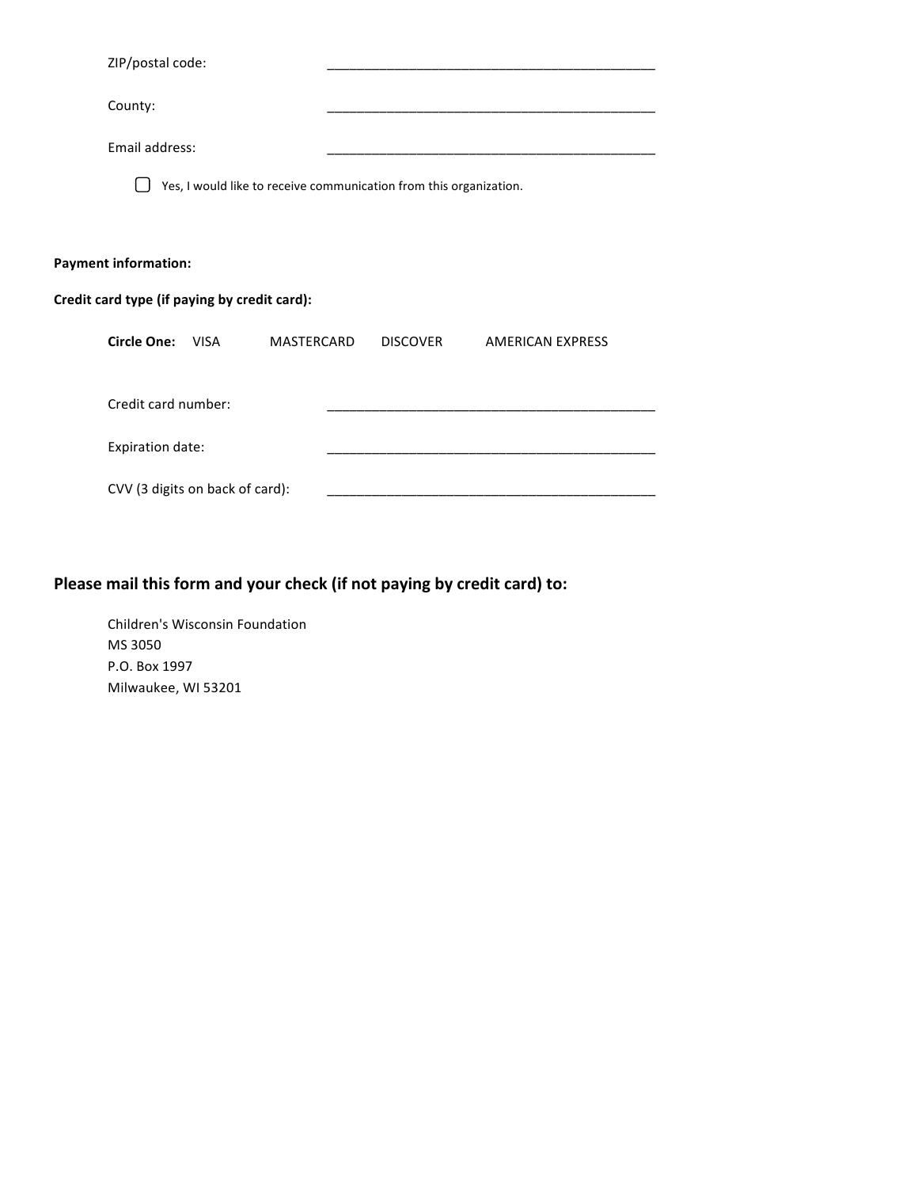ZIP/postal code: ______________________________________________

County: ______________________________________________

Email address: ______________________________________________

☐ Yes, I would like to receive communication from this organization.

**Payment information:**

**Credit card type (if paying by credit card):**

**Circle One:** VISA MASTERCARD DISCOVER AMERICAN EXPRESS

Credit card number: ______________________________________________

Expiration date: ______________________________________________

CVV (3 digits on back of card): ______________________________________________

## Please mail this form and your check (if not paying by credit card) to:

Children's Wisconsin Foundation
MS 3050
P.O. Box 1997
Milwaukee, WI 53201